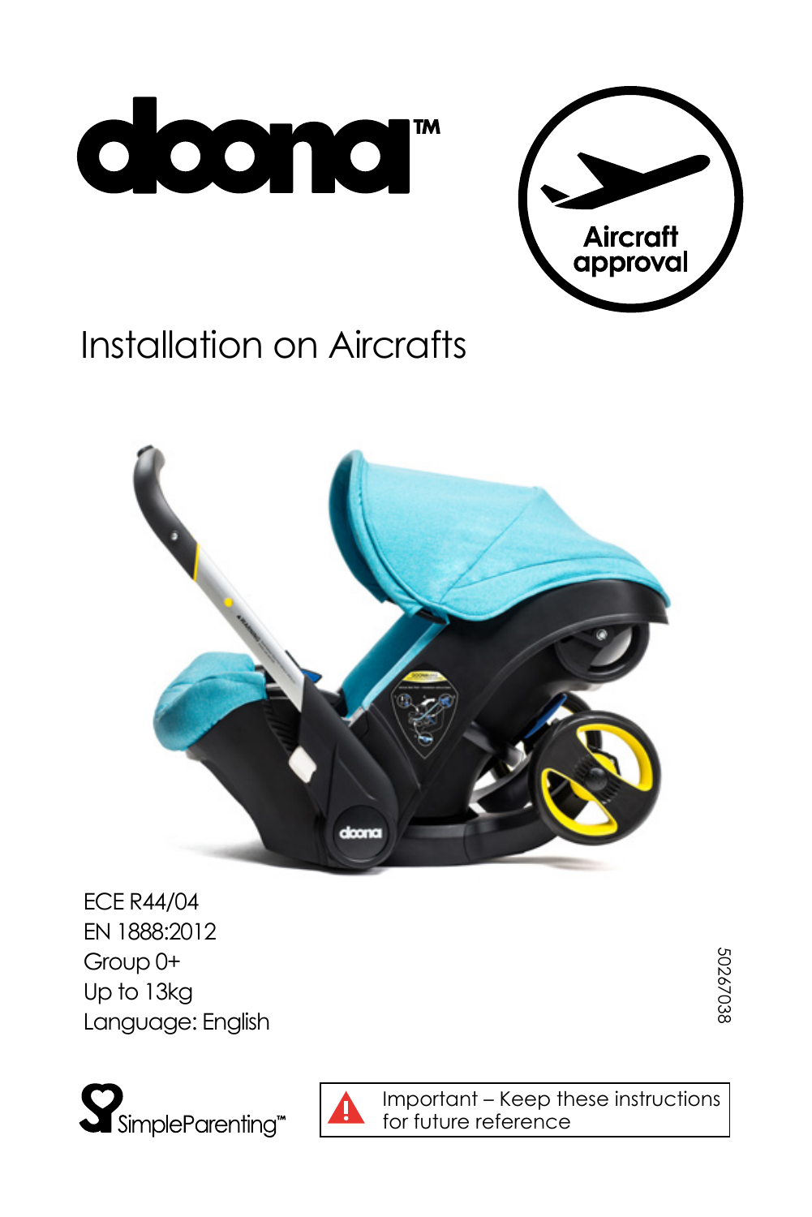# doona™

Aircraft approval

## Installation on Aircrafts

ECE R44/04
EN 1888:2012
Group 0+
Up to 13kg
Language: English

50267038

SimpleParenting™

Important – Keep these instructions for future reference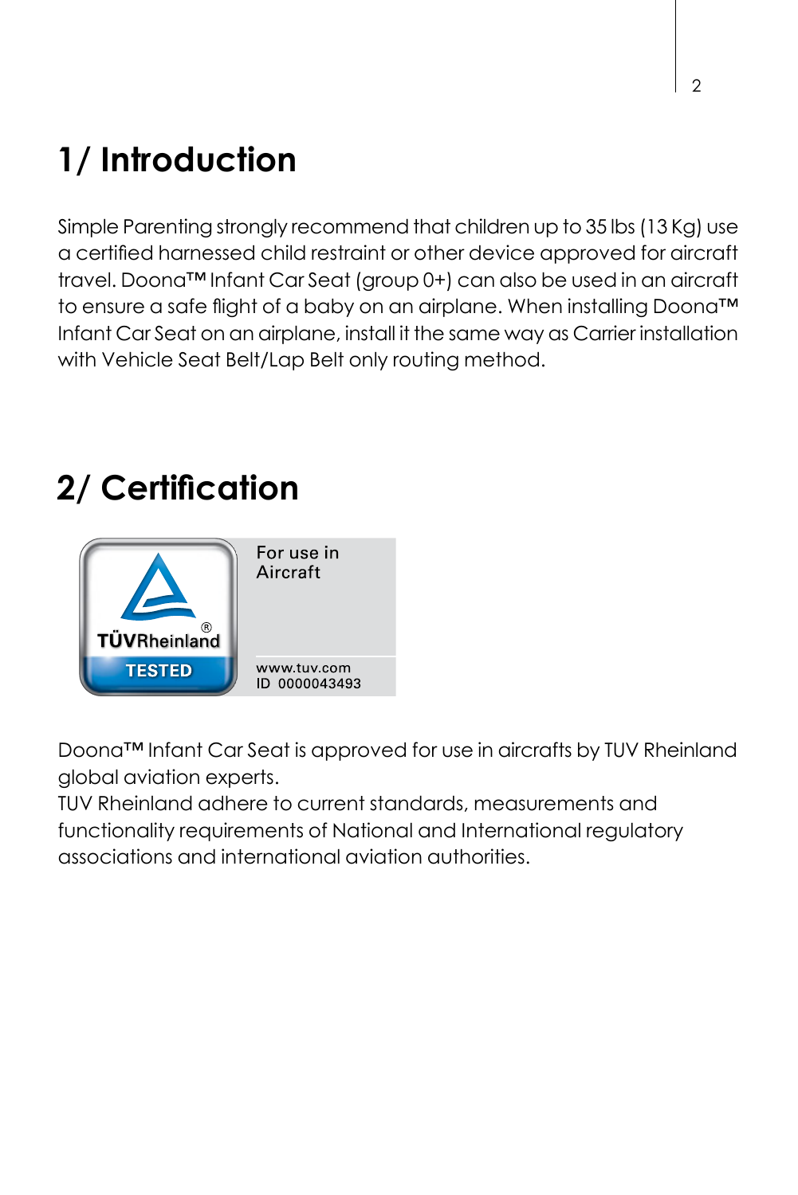# 1/ Introduction

Simple Parenting strongly recommend that children up to 35 lbs (13 Kg) use a certified harnessed child restraint or other device approved for aircraft travel. Doona™ Infant Car Seat (group 0+) can also be used in an aircraft to ensure a safe flight of a baby on an airplane. When installing Doona™ Infant Car Seat on an airplane, install it the same way as Carrier installation with Vehicle Seat Belt/Lap Belt only routing method.

# 2/ Certification

TÜVRheinland®
TESTED

For use in Aircraft

www.tuv.com
ID 0000043493

Doona™ Infant Car Seat is approved for use in aircrafts by TUV Rheinland global aviation experts.
TUV Rheinland adhere to current standards, measurements and functionality requirements of National and International regulatory associations and international aviation authorities.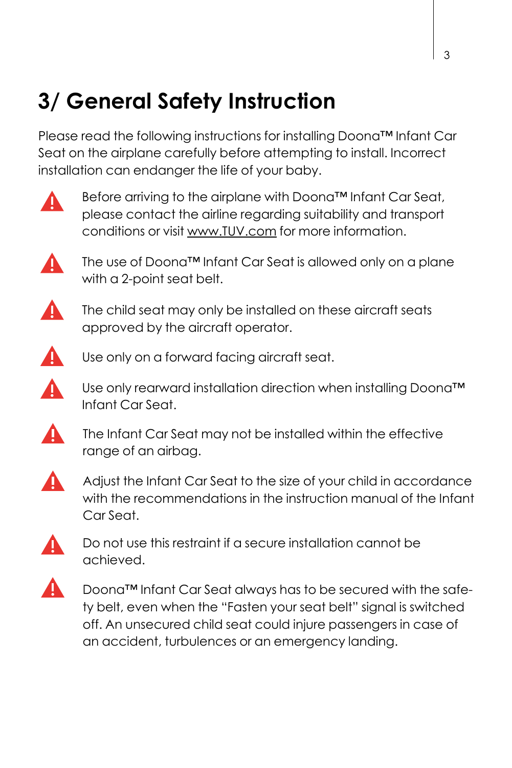# 3/ General Safety Instruction

Please read the following instructions for installing Doona™ Infant Car Seat on the airplane carefully before attempting to install. Incorrect installation can endanger the life of your baby.

- ⚠ Before arriving to the airplane with Doona™ Infant Car Seat, please contact the airline regarding suitability and transport conditions or visit www.TUV.com for more information.
- ⚠ The use of Doona™ Infant Car Seat is allowed only on a plane with a 2-point seat belt.
- ⚠ The child seat may only be installed on these aircraft seats approved by the aircraft operator.
- ⚠ Use only on a forward facing aircraft seat.
- ⚠ Use only rearward installation direction when installing Doona™ Infant Car Seat.
- ⚠ The Infant Car Seat may not be installed within the effective range of an airbag.
- ⚠ Adjust the Infant Car Seat to the size of your child in accordance with the recommendations in the instruction manual of the Infant Car Seat.
- ⚠ Do not use this restraint if a secure installation cannot be achieved.
- ⚠ Doona™ Infant Car Seat always has to be secured with the safety belt, even when the "Fasten your seat belt" signal is switched off. An unsecured child seat could injure passengers in case of an accident, turbulences or an emergency landing.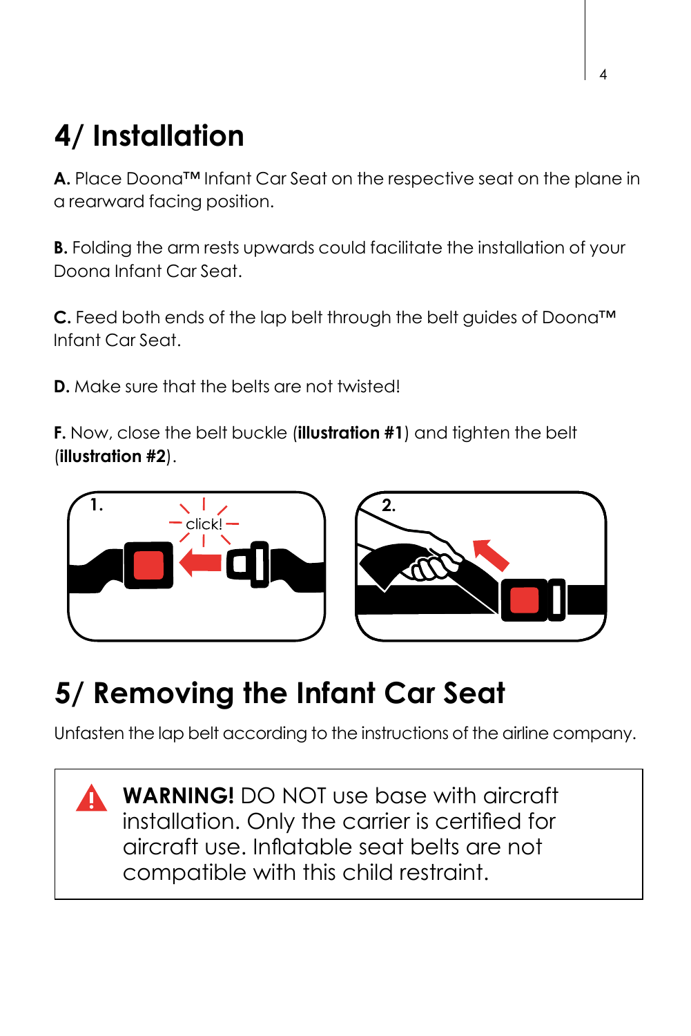# 4/ Installation

**A.** Place Doona™ Infant Car Seat on the respective seat on the plane in a rearward facing position.

**B.** Folding the arm rests upwards could facilitate the installation of your Doona Infant Car Seat.

**C.** Feed both ends of the lap belt through the belt guides of Doona™ Infant Car Seat.

**D.** Make sure that the belts are not twisted!

**F.** Now, close the belt buckle (**illustration #1**) and tighten the belt (**illustration #2**).

1.

click!

2.

# 5/ Removing the Infant Car Seat

Unfasten the lap belt according to the instructions of the airline company.

**WARNING!** DO NOT use base with aircraft installation. Only the carrier is certified for aircraft use. Inflatable seat belts are not compatible with this child restraint.